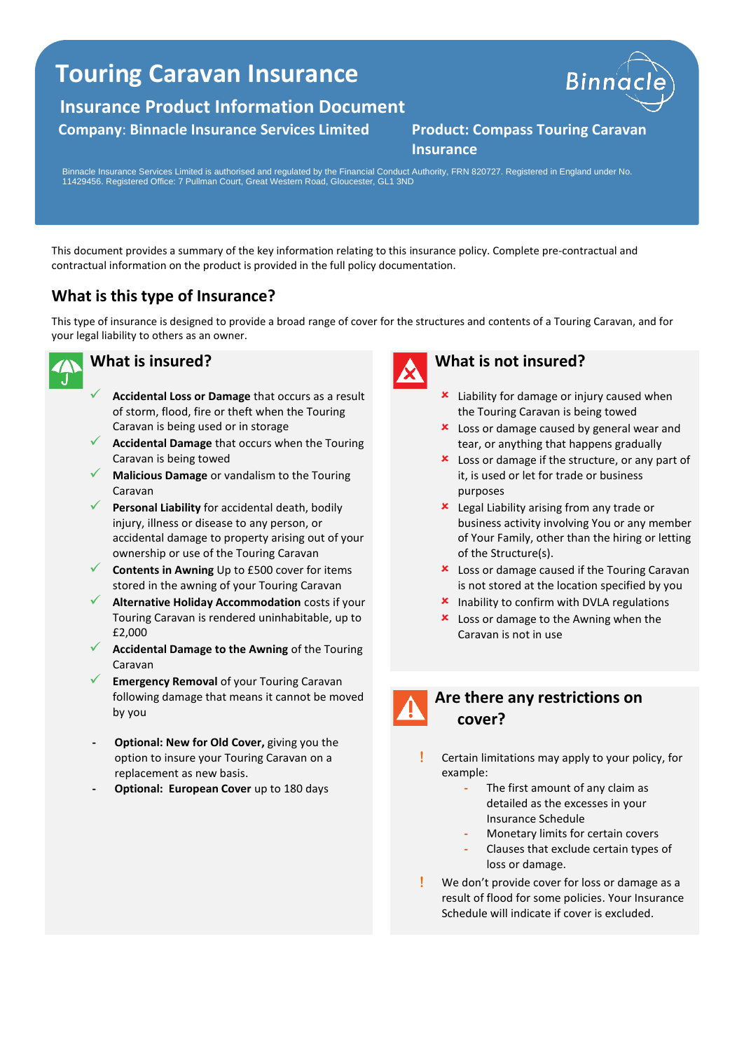# Touring Caravan Insurance

## Insurance Product Information Document

**Company: Binnacle Insurance Services Limited**

**Product: Compass Touring Caravan Insurance**

Binnacle Insurance Services Limited is authorised and regulated by the Financial Conduct Authority, FRN 820727. Registered in England under No. 11429456. Registered Office: 7 Pullman Court, Great Western Road, Gloucester, GL1 3ND

This document provides a summary of the key information relating to this insurance policy. Complete pre-contractual and contractual information on the product is provided in the full policy documentation.

## What is this type of Insurance?

This type of insurance is designed to provide a broad range of cover for the structures and contents of a Touring Caravan, and for your legal liability to others as an owner.

## What is insured?

- ✓ **Accidental Loss or Damage** that occurs as a result of storm, flood, fire or theft when the Touring Caravan is being used or in storage
- ✓ **Accidental Damage** that occurs when the Touring Caravan is being towed
- ✓ **Malicious Damage** or vandalism to the Touring Caravan
- ✓ **Personal Liability** for accidental death, bodily injury, illness or disease to any person, or accidental damage to property arising out of your ownership or use of the Touring Caravan
- ✓ **Contents in Awning** Up to £500 cover for items stored in the awning of your Touring Caravan
- ✓ **Alternative Holiday Accommodation** costs if your Touring Caravan is rendered uninhabitable, up to £2,000
- ✓ **Accidental Damage to the Awning** of the Touring Caravan
- ✓ **Emergency Removal** of your Touring Caravan following damage that means it cannot be moved by you

- **Optional: New for Old Cover,** giving you the option to insure your Touring Caravan on a replacement as new basis.
- **Optional: European Cover** up to 180 days

## What is not insured?

- ✗ Liability for damage or injury caused when the Touring Caravan is being towed
- ✗ Loss or damage caused by general wear and tear, or anything that happens gradually
- ✗ Loss or damage if the structure, or any part of it, is used or let for trade or business purposes
- ✗ Legal Liability arising from any trade or business activity involving You or any member of Your Family, other than the hiring or letting of the Structure(s).
- ✗ Loss or damage caused if the Touring Caravan is not stored at the location specified by you
- ✗ Inability to confirm with DVLA regulations
- ✗ Loss or damage to the Awning when the Caravan is not in use

## Are there any restrictions on cover?

- ! Certain limitations may apply to your policy, for example:
  - The first amount of any claim as detailed as the excesses in your Insurance Schedule
  - Monetary limits for certain covers
  - Clauses that exclude certain types of loss or damage.
- ! We don't provide cover for loss or damage as a result of flood for some policies. Your Insurance Schedule will indicate if cover is excluded.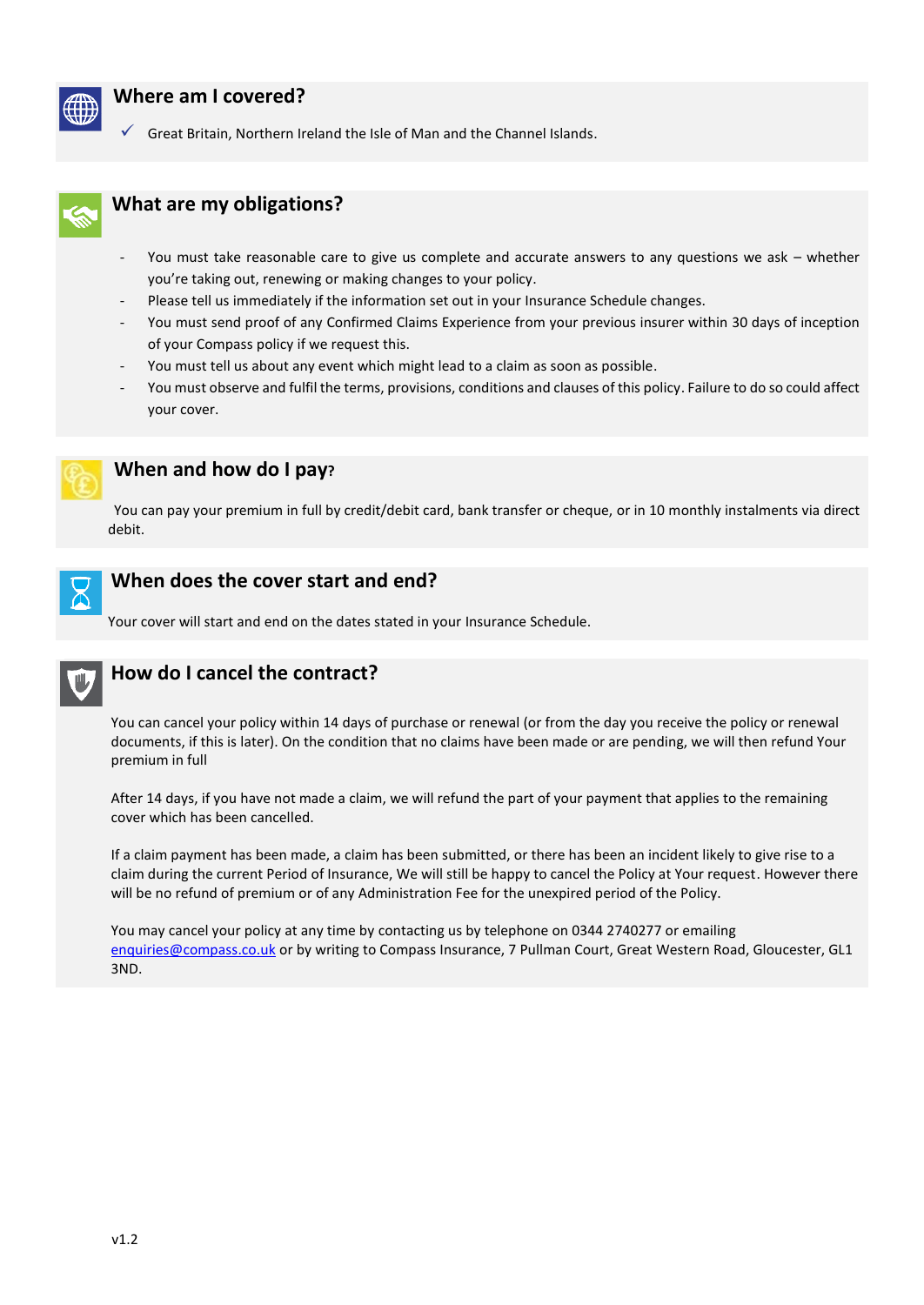## Where am I covered?

- ✓ Great Britain, Northern Ireland the Isle of Man and the Channel Islands.

## What are my obligations?

- You must take reasonable care to give us complete and accurate answers to any questions we ask – whether you're taking out, renewing or making changes to your policy.
- Please tell us immediately if the information set out in your Insurance Schedule changes.
- You must send proof of any Confirmed Claims Experience from your previous insurer within 30 days of inception of your Compass policy if we request this.
- You must tell us about any event which might lead to a claim as soon as possible.
- You must observe and fulfil the terms, provisions, conditions and clauses of this policy. Failure to do so could affect your cover.

## When and how do I pay?

You can pay your premium in full by credit/debit card, bank transfer or cheque, or in 10 monthly instalments via direct debit.

## When does the cover start and end?

Your cover will start and end on the dates stated in your Insurance Schedule.

## How do I cancel the contract?

You can cancel your policy within 14 days of purchase or renewal (or from the day you receive the policy or renewal documents, if this is later). On the condition that no claims have been made or are pending, we will then refund Your premium in full

After 14 days, if you have not made a claim, we will refund the part of your payment that applies to the remaining cover which has been cancelled.

If a claim payment has been made, a claim has been submitted, or there has been an incident likely to give rise to a claim during the current Period of Insurance, We will still be happy to cancel the Policy at Your request. However there will be no refund of premium or of any Administration Fee for the unexpired period of the Policy.

You may cancel your policy at any time by contacting us by telephone on 0344 2740277 or emailing enquiries@compass.co.uk or by writing to Compass Insurance, 7 Pullman Court, Great Western Road, Gloucester, GL1 3ND.

v1.2